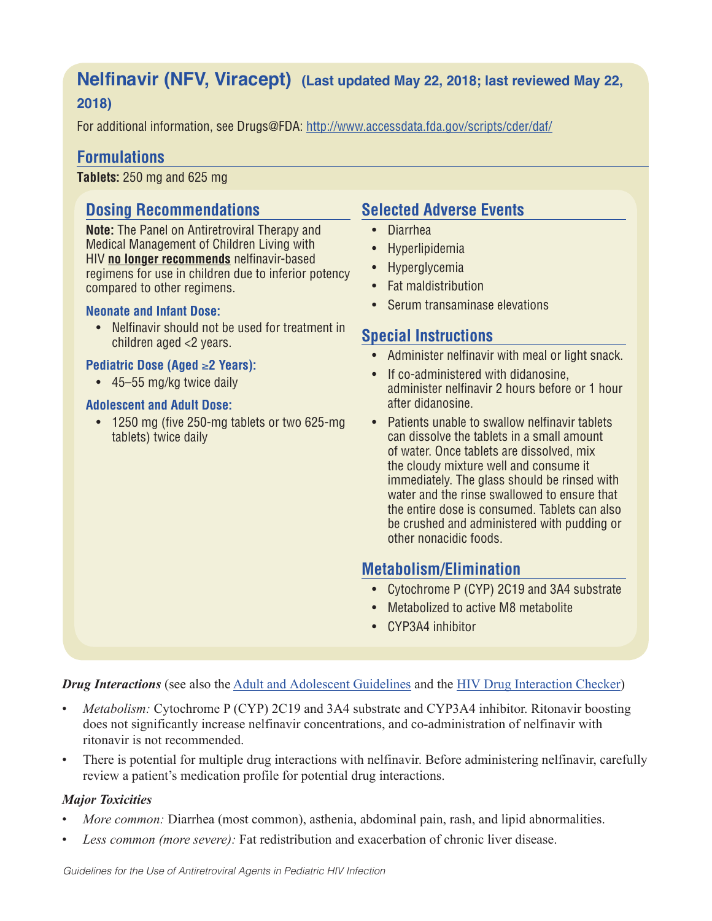# Nelfinavir (NFV, Viracept) (Last updated May 22, 2018; last reviewed May 22, 2018)

For additional information, see Drugs@FDA: http://www.accessdata.fda.gov/scripts/cder/daf/

## Formulations

**Tablets:** 250 mg and 625 mg

## Dosing Recommendations

**Note:** The Panel on Antiretroviral Therapy and Medical Management of Children Living with HIV **no longer recommends** nelfinavir-based regimens for use in children due to inferior potency compared to other regimens.

### Neonate and Infant Dose:

- Nelfinavir should not be used for treatment in children aged <2 years.

### Pediatric Dose (Aged ≥2 Years):

- 45–55 mg/kg twice daily

### Adolescent and Adult Dose:

- 1250 mg (five 250-mg tablets or two 625-mg tablets) twice daily

## Selected Adverse Events

- Diarrhea
- Hyperlipidemia
- Hyperglycemia
- Fat maldistribution
- Serum transaminase elevations

## Special Instructions

- Administer nelfinavir with meal or light snack.
- If co-administered with didanosine, administer nelfinavir 2 hours before or 1 hour after didanosine.
- Patients unable to swallow nelfinavir tablets can dissolve the tablets in a small amount of water. Once tablets are dissolved, mix the cloudy mixture well and consume it immediately. The glass should be rinsed with water and the rinse swallowed to ensure that the entire dose is consumed. Tablets can also be crushed and administered with pudding or other nonacidic foods.

## Metabolism/Elimination

- Cytochrome P (CYP) 2C19 and 3A4 substrate
- Metabolized to active M8 metabolite
- CYP3A4 inhibitor

***Drug Interactions*** (see also the Adult and Adolescent Guidelines and the HIV Drug Interaction Checker)

- *Metabolism:* Cytochrome P (CYP) 2C19 and 3A4 substrate and CYP3A4 inhibitor. Ritonavir boosting does not significantly increase nelfinavir concentrations, and co-administration of nelfinavir with ritonavir is not recommended.
- There is potential for multiple drug interactions with nelfinavir. Before administering nelfinavir, carefully review a patient's medication profile for potential drug interactions.

***Major Toxicities***

- *More common:* Diarrhea (most common), asthenia, abdominal pain, rash, and lipid abnormalities.
- *Less common (more severe):* Fat redistribution and exacerbation of chronic liver disease.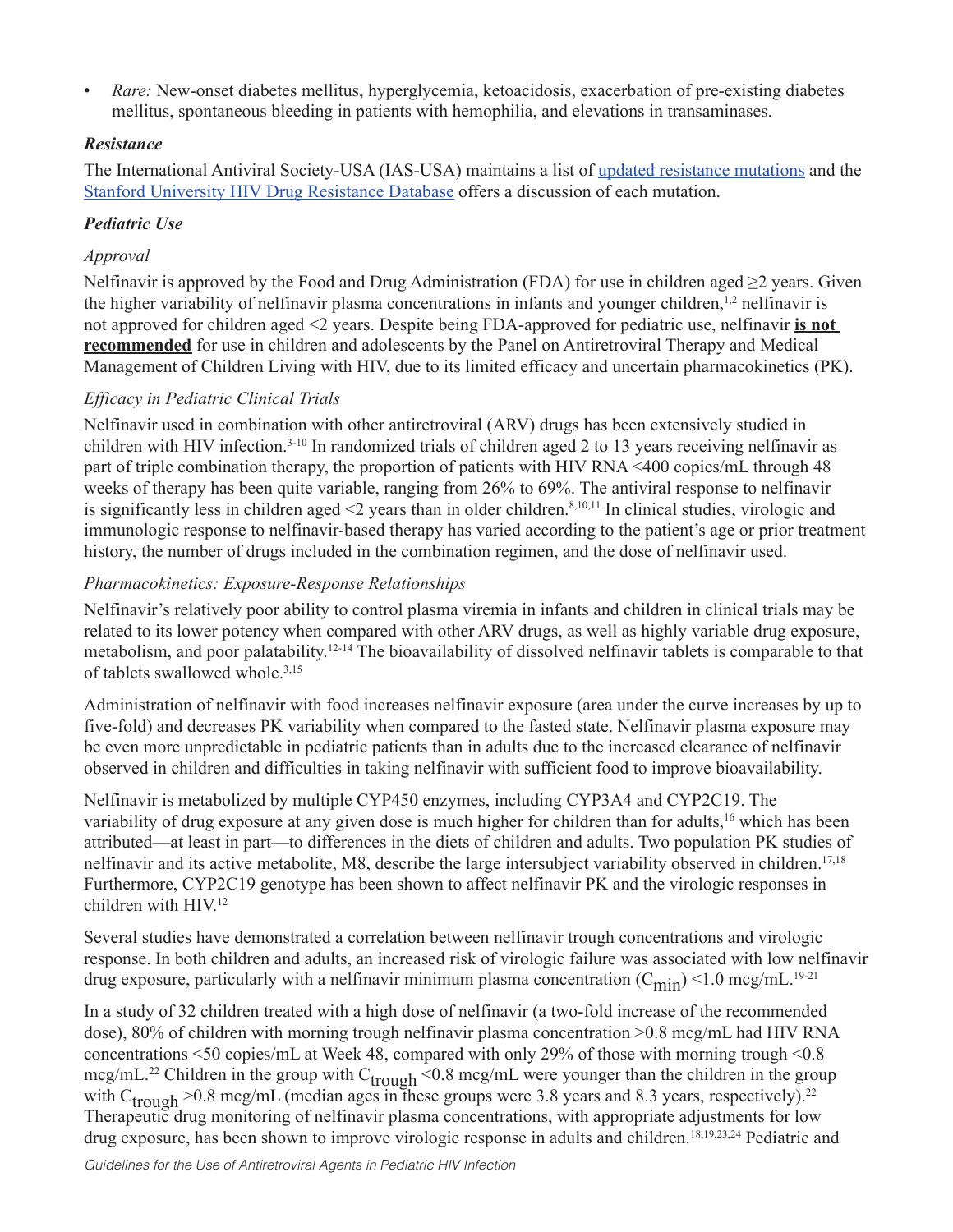- *Rare:* New-onset diabetes mellitus, hyperglycemia, ketoacidosis, exacerbation of pre-existing diabetes mellitus, spontaneous bleeding in patients with hemophilia, and elevations in transaminases.

### *Resistance*

The International Antiviral Society-USA (IAS-USA) maintains a list of updated resistance mutations and the Stanford University HIV Drug Resistance Database offers a discussion of each mutation.

### *Pediatric Use*

#### *Approval*

Nelfinavir is approved by the Food and Drug Administration (FDA) for use in children aged ≥2 years. Given the higher variability of nelfinavir plasma concentrations in infants and younger children,[1,2] nelfinavir is not approved for children aged <2 years. Despite being FDA-approved for pediatric use, nelfinavir **is not recommended** for use in children and adolescents by the Panel on Antiretroviral Therapy and Medical Management of Children Living with HIV, due to its limited efficacy and uncertain pharmacokinetics (PK).

#### *Efficacy in Pediatric Clinical Trials*

Nelfinavir used in combination with other antiretroviral (ARV) drugs has been extensively studied in children with HIV infection.[3-10] In randomized trials of children aged 2 to 13 years receiving nelfinavir as part of triple combination therapy, the proportion of patients with HIV RNA <400 copies/mL through 48 weeks of therapy has been quite variable, ranging from 26% to 69%. The antiviral response to nelfinavir is significantly less in children aged <2 years than in older children.[8,10,11] In clinical studies, virologic and immunologic response to nelfinavir-based therapy has varied according to the patient's age or prior treatment history, the number of drugs included in the combination regimen, and the dose of nelfinavir used.

#### *Pharmacokinetics: Exposure-Response Relationships*

Nelfinavir's relatively poor ability to control plasma viremia in infants and children in clinical trials may be related to its lower potency when compared with other ARV drugs, as well as highly variable drug exposure, metabolism, and poor palatability.[12-14] The bioavailability of dissolved nelfinavir tablets is comparable to that of tablets swallowed whole.[3,15]

Administration of nelfinavir with food increases nelfinavir exposure (area under the curve increases by up to five-fold) and decreases PK variability when compared to the fasted state. Nelfinavir plasma exposure may be even more unpredictable in pediatric patients than in adults due to the increased clearance of nelfinavir observed in children and difficulties in taking nelfinavir with sufficient food to improve bioavailability.

Nelfinavir is metabolized by multiple CYP450 enzymes, including CYP3A4 and CYP2C19. The variability of drug exposure at any given dose is much higher for children than for adults,[16] which has been attributed—at least in part—to differences in the diets of children and adults. Two population PK studies of nelfinavir and its active metabolite, M8, describe the large intersubject variability observed in children.[17,18] Furthermore, CYP2C19 genotype has been shown to affect nelfinavir PK and the virologic responses in children with HIV.[12]

Several studies have demonstrated a correlation between nelfinavir trough concentrations and virologic response. In both children and adults, an increased risk of virologic failure was associated with low nelfinavir drug exposure, particularly with a nelfinavir minimum plasma concentration ($C_{min}$) <1.0 mcg/mL.[19-21]

In a study of 32 children treated with a high dose of nelfinavir (a two-fold increase of the recommended dose), 80% of children with morning trough nelfinavir plasma concentration >0.8 mcg/mL had HIV RNA concentrations <50 copies/mL at Week 48, compared with only 29% of those with morning trough <0.8 mcg/mL.[22] Children in the group with $C_{trough}$ <0.8 mcg/mL were younger than the children in the group with $C_{trough}$ >0.8 mcg/mL (median ages in these groups were 3.8 years and 8.3 years, respectively).[22] Therapeutic drug monitoring of nelfinavir plasma concentrations, with appropriate adjustments for low drug exposure, has been shown to improve virologic response in adults and children.[18,19,23,24] Pediatric and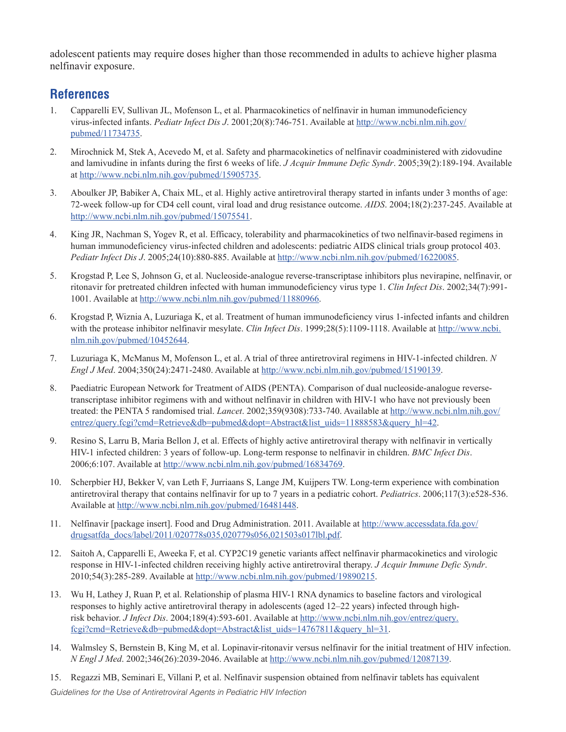adolescent patients may require doses higher than those recommended in adults to achieve higher plasma nelfinavir exposure.

## References

1. Capparelli EV, Sullivan JL, Mofenson L, et al. Pharmacokinetics of nelfinavir in human immunodeficiency virus-infected infants. *Pediatr Infect Dis J*. 2001;20(8):746-751. Available at http://www.ncbi.nlm.nih.gov/pubmed/11734735.
2. Mirochnick M, Stek A, Acevedo M, et al. Safety and pharmacokinetics of nelfinavir coadministered with zidovudine and lamivudine in infants during the first 6 weeks of life. *J Acquir Immune Defic Syndr*. 2005;39(2):189-194. Available at http://www.ncbi.nlm.nih.gov/pubmed/15905735.
3. Aboulker JP, Babiker A, Chaix ML, et al. Highly active antiretroviral therapy started in infants under 3 months of age: 72-week follow-up for CD4 cell count, viral load and drug resistance outcome. *AIDS*. 2004;18(2):237-245. Available at http://www.ncbi.nlm.nih.gov/pubmed/15075541.
4. King JR, Nachman S, Yogev R, et al. Efficacy, tolerability and pharmacokinetics of two nelfinavir-based regimens in human immunodeficiency virus-infected children and adolescents: pediatric AIDS clinical trials group protocol 403. *Pediatr Infect Dis J*. 2005;24(10):880-885. Available at http://www.ncbi.nlm.nih.gov/pubmed/16220085.
5. Krogstad P, Lee S, Johnson G, et al. Nucleoside-analogue reverse-transcriptase inhibitors plus nevirapine, nelfinavir, or ritonavir for pretreated children infected with human immunodeficiency virus type 1. *Clin Infect Dis*. 2002;34(7):991-1001. Available at http://www.ncbi.nlm.nih.gov/pubmed/11880966.
6. Krogstad P, Wiznia A, Luzuriaga K, et al. Treatment of human immunodeficiency virus 1-infected infants and children with the protease inhibitor nelfinavir mesylate. *Clin Infect Dis*. 1999;28(5):1109-1118. Available at http://www.ncbi.nlm.nih.gov/pubmed/10452644.
7. Luzuriaga K, McManus M, Mofenson L, et al. A trial of three antiretroviral regimens in HIV-1-infected children. *N Engl J Med*. 2004;350(24):2471-2480. Available at http://www.ncbi.nlm.nih.gov/pubmed/15190139.
8. Paediatric European Network for Treatment of AIDS (PENTA). Comparison of dual nucleoside-analogue reverse-transcriptase inhibitor regimens with and without nelfinavir in children with HIV-1 who have not previously been treated: the PENTA 5 randomised trial. *Lancet*. 2002;359(9308):733-740. Available at http://www.ncbi.nlm.nih.gov/entrez/query.fcgi?cmd=Retrieve&db=pubmed&dopt=Abstract&list_uids=11888583&query_hl=42.
9. Resino S, Larru B, Maria Bellon J, et al. Effects of highly active antiretroviral therapy with nelfinavir in vertically HIV-1 infected children: 3 years of follow-up. Long-term response to nelfinavir in children. *BMC Infect Dis*. 2006;6:107. Available at http://www.ncbi.nlm.nih.gov/pubmed/16834769.
10. Scherpbier HJ, Bekker V, van Leth F, Jurriaans S, Lange JM, Kuijpers TW. Long-term experience with combination antiretroviral therapy that contains nelfinavir for up to 7 years in a pediatric cohort. *Pediatrics*. 2006;117(3):e528-536. Available at http://www.ncbi.nlm.nih.gov/pubmed/16481448.
11. Nelfinavir [package insert]. Food and Drug Administration. 2011. Available at http://www.accessdata.fda.gov/drugsatfda_docs/label/2011/020778s035,020779s056,021503s017lbl.pdf.
12. Saitoh A, Capparelli E, Aweeka F, et al. CYP2C19 genetic variants affect nelfinavir pharmacokinetics and virologic response in HIV-1-infected children receiving highly active antiretroviral therapy. *J Acquir Immune Defic Syndr*. 2010;54(3):285-289. Available at http://www.ncbi.nlm.nih.gov/pubmed/19890215.
13. Wu H, Lathey J, Ruan P, et al. Relationship of plasma HIV-1 RNA dynamics to baseline factors and virological responses to highly active antiretroviral therapy in adolescents (aged 12–22 years) infected through high-risk behavior. *J Infect Dis*. 2004;189(4):593-601. Available at http://www.ncbi.nlm.nih.gov/entrez/query.fcgi?cmd=Retrieve&db=pubmed&dopt=Abstract&list_uids=14767811&query_hl=31.
14. Walmsley S, Bernstein B, King M, et al. Lopinavir-ritonavir versus nelfinavir for the initial treatment of HIV infection. *N Engl J Med*. 2002;346(26):2039-2046. Available at http://www.ncbi.nlm.nih.gov/pubmed/12087139.
15. Regazzi MB, Seminari E, Villani P, et al. Nelfinavir suspension obtained from nelfinavir tablets has equivalent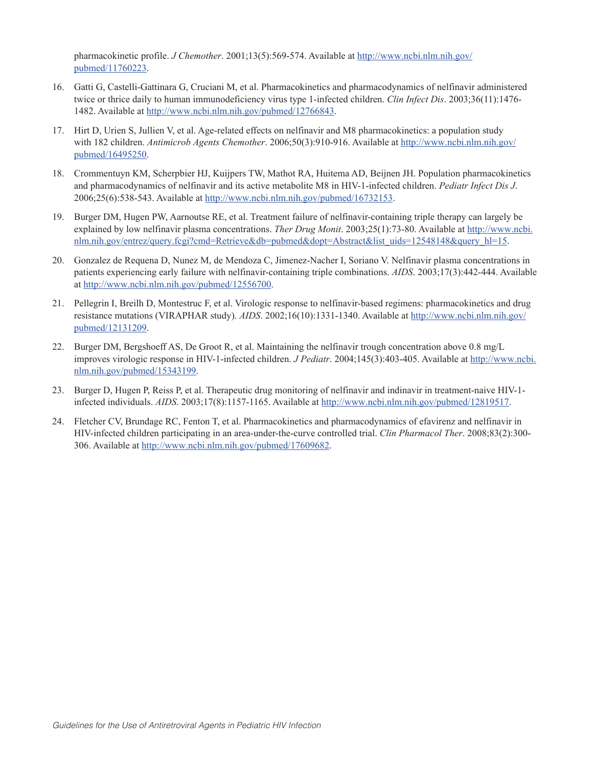pharmacokinetic profile. *J Chemother*. 2001;13(5):569-574. Available at http://www.ncbi.nlm.nih.gov/pubmed/11760223.

16. Gatti G, Castelli-Gattinara G, Cruciani M, et al. Pharmacokinetics and pharmacodynamics of nelfinavir administered twice or thrice daily to human immunodeficiency virus type 1-infected children. *Clin Infect Dis*. 2003;36(11):1476-1482. Available at http://www.ncbi.nlm.nih.gov/pubmed/12766843.
17. Hirt D, Urien S, Jullien V, et al. Age-related effects on nelfinavir and M8 pharmacokinetics: a population study with 182 children. *Antimicrob Agents Chemother*. 2006;50(3):910-916. Available at http://www.ncbi.nlm.nih.gov/pubmed/16495250.
18. Crommentuyn KM, Scherpbier HJ, Kuijpers TW, Mathot RA, Huitema AD, Beijnen JH. Population pharmacokinetics and pharmacodynamics of nelfinavir and its active metabolite M8 in HIV-1-infected children. *Pediatr Infect Dis J*. 2006;25(6):538-543. Available at http://www.ncbi.nlm.nih.gov/pubmed/16732153.
19. Burger DM, Hugen PW, Aarnoutse RE, et al. Treatment failure of nelfinavir-containing triple therapy can largely be explained by low nelfinavir plasma concentrations. *Ther Drug Monit*. 2003;25(1):73-80. Available at http://www.ncbi.nlm.nih.gov/entrez/query.fcgi?cmd=Retrieve&db=pubmed&dopt=Abstract&list_uids=12548148&query_hl=15.
20. Gonzalez de Requena D, Nunez M, de Mendoza C, Jimenez-Nacher I, Soriano V. Nelfinavir plasma concentrations in patients experiencing early failure with nelfinavir-containing triple combinations. *AIDS*. 2003;17(3):442-444. Available at http://www.ncbi.nlm.nih.gov/pubmed/12556700.
21. Pellegrin I, Breilh D, Montestruc F, et al. Virologic response to nelfinavir-based regimens: pharmacokinetics and drug resistance mutations (VIRAPHAR study). *AIDS*. 2002;16(10):1331-1340. Available at http://www.ncbi.nlm.nih.gov/pubmed/12131209.
22. Burger DM, Bergshoeff AS, De Groot R, et al. Maintaining the nelfinavir trough concentration above 0.8 mg/L improves virologic response in HIV-1-infected children. *J Pediatr*. 2004;145(3):403-405. Available at http://www.ncbi.nlm.nih.gov/pubmed/15343199.
23. Burger D, Hugen P, Reiss P, et al. Therapeutic drug monitoring of nelfinavir and indinavir in treatment-naive HIV-1-infected individuals. *AIDS*. 2003;17(8):1157-1165. Available at http://www.ncbi.nlm.nih.gov/pubmed/12819517.
24. Fletcher CV, Brundage RC, Fenton T, et al. Pharmacokinetics and pharmacodynamics of efavirenz and nelfinavir in HIV-infected children participating in an area-under-the-curve controlled trial. *Clin Pharmacol Ther*. 2008;83(2):300-306. Available at http://www.ncbi.nlm.nih.gov/pubmed/17609682.